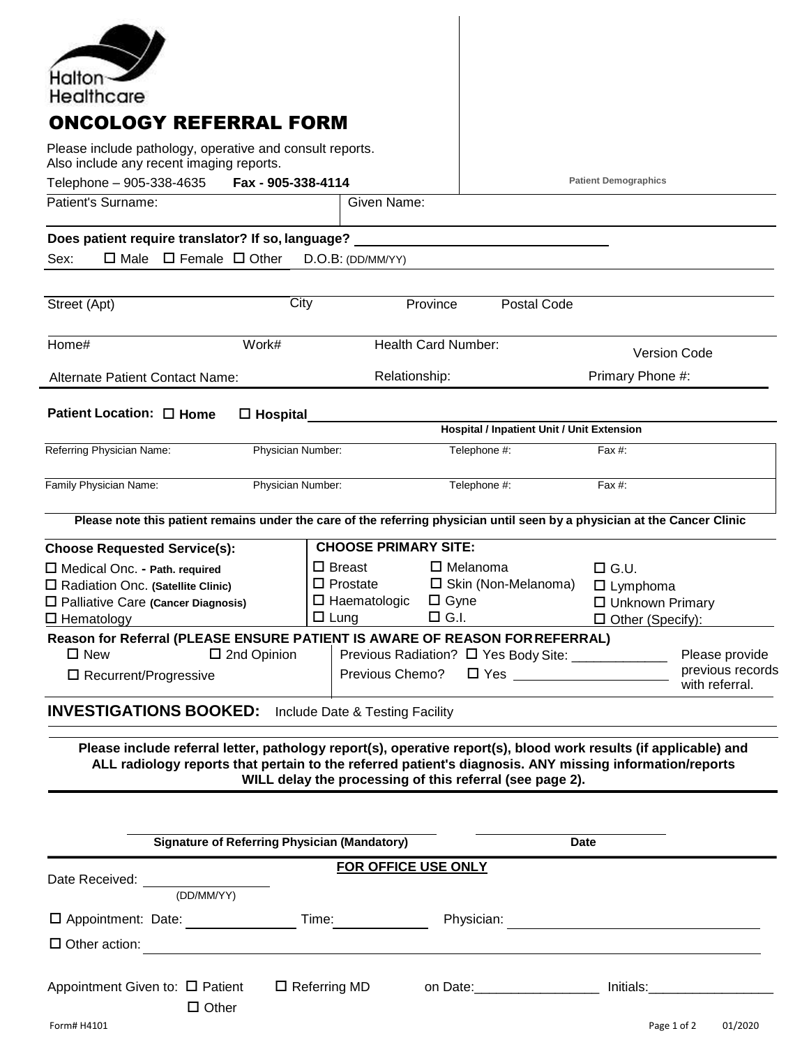Halton Healthcare

# ONCOLOGY REFERRAL FORM

Please include pathology, operative and consult reports.
Also include any recent imaging reports.

Telephone – 905-338-4635 **Fax - 905-338-4114**

**Patient Demographics**

Patient's Surname: Given Name:

**Does patient require translator? If so, language?** ________________________________

Sex: ☐ Male ☐ Female ☐ Other D.O.B: (DD/MM/YY)

Street (Apt) City Province Postal Code

Home# Work# Health Card Number: Version Code

Alternate Patient Contact Name: Relationship: Primary Phone #:

**Patient Location: ☐ Home ☐ Hospital** ________________________________

**Hospital / Inpatient Unit / Unit Extension**

| Referring Physician Name: | Physician Number: | Telephone #: | Fax #: |
|---|---|---|---|
| Family Physician Name: | Physician Number: | Telephone #: | Fax #: |

**Please note this patient remains under the care of the referring physician until seen by a physician at the Cancer Clinic**

| **Choose Requested Service(s):** | **CHOOSE PRIMARY SITE:** | | |
|---|---|---|---|
| ☐ Medical Onc. - **Path. required** | ☐ Breast | ☐ Melanoma | ☐ G.U. |
| ☐ Radiation Onc. **(Satellite Clinic)** | ☐ Prostate | ☐ Skin (Non-Melanoma) | ☐ Lymphoma |
| ☐ Palliative Care **(Cancer Diagnosis)** | ☐ Haematologic | ☐ Gyne | ☐ Unknown Primary |
| ☐ Hematology | ☐ Lung | ☐ G.I. | ☐ Other (Specify): |

**Reason for Referral (PLEASE ENSURE PATIENT IS AWARE OF REASON FOR REFERRAL)**

| | | |
|---|---|---|
| ☐ New ☐ 2nd Opinion | Previous Radiation? ☐ Yes Body Site: _____________ | Please provide previous records with referral. |
| ☐ Recurrent/Progressive | Previous Chemo? ☐ Yes ____________________ | |

**INVESTIGATIONS BOOKED:** Include Date & Testing Facility

**Please include referral letter, pathology report(s), operative report(s), blood work results (if applicable) and ALL radiology reports that pertain to the referred patient's diagnosis. ANY missing information/reports WILL delay the processing of this referral (see page 2).**

**Signature of Referring Physician (Mandatory)** **Date**

**FOR OFFICE USE ONLY**

Date Received: ________________ (DD/MM/YY)

☐ Appointment: Date: ____________ Time: ____________ Physician: ______________________________

☐ Other action: ______________________________

Appointment Given to: ☐ Patient ☐ Referring MD ☐ Other on Date:_________________ Initials:_________________

Form# H4101 01/2020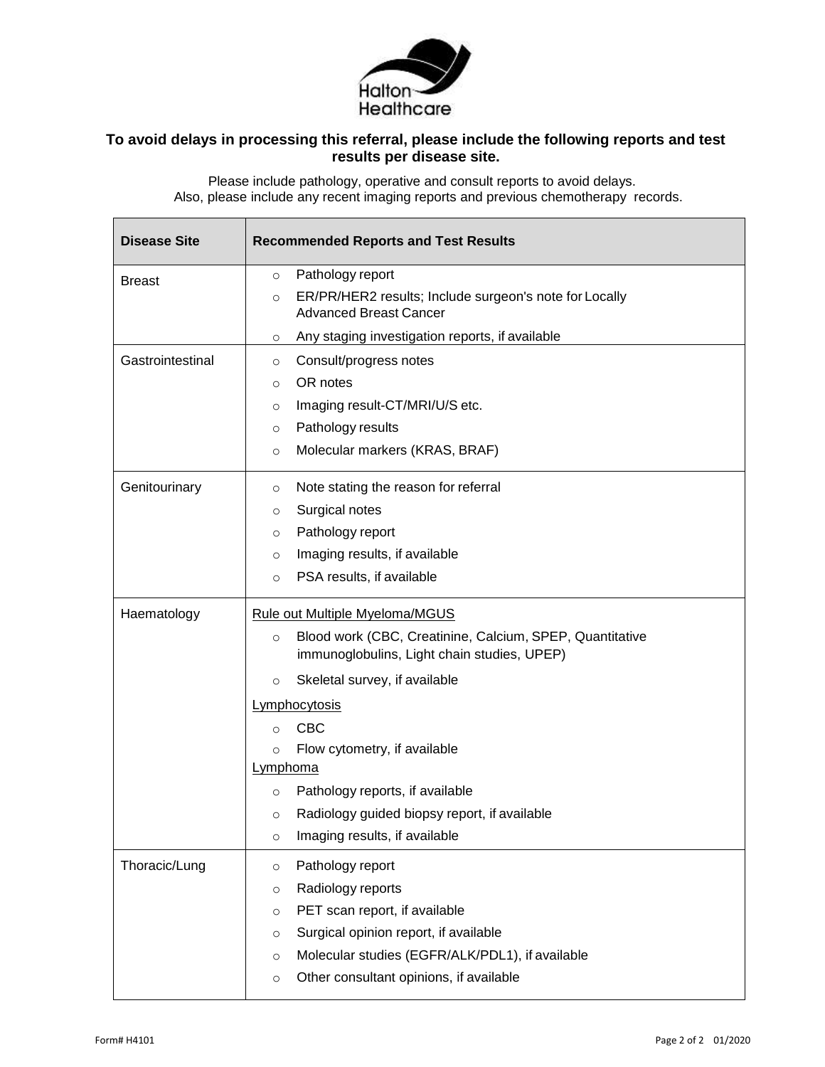Halton Healthcare

**To avoid delays in processing this referral, please include the following reports and test results per disease site.**

Please include pathology, operative and consult reports to avoid delays.
Also, please include any recent imaging reports and previous chemotherapy records.

| Disease Site | Recommended Reports and Test Results |
|---|---|
| Breast | ○ Pathology report<br>○ ER/PR/HER2 results; Include surgeon's note for Locally Advanced Breast Cancer<br>○ Any staging investigation reports, if available |
| Gastrointestinal | ○ Consult/progress notes<br>○ OR notes<br>○ Imaging result-CT/MRI/U/S etc.<br>○ Pathology results<br>○ Molecular markers (KRAS, BRAF) |
| Genitourinary | ○ Note stating the reason for referral<br>○ Surgical notes<br>○ Pathology report<br>○ Imaging results, if available<br>○ PSA results, if available |
| Haematology | Rule out Multiple Myeloma/MGUS<br>○ Blood work (CBC, Creatinine, Calcium, SPEP, Quantitative immunoglobulins, Light chain studies, UPEP)<br>○ Skeletal survey, if available<br>Lymphocytosis<br>○ CBC<br>○ Flow cytometry, if available<br>Lymphoma<br>○ Pathology reports, if available<br>○ Radiology guided biopsy report, if available<br>○ Imaging results, if available |
| Thoracic/Lung | ○ Pathology report<br>○ Radiology reports<br>○ PET scan report, if available<br>○ Surgical opinion report, if available<br>○ Molecular studies (EGFR/ALK/PDL1), if available<br>○ Other consultant opinions, if available |

Form# H4101 01/2020